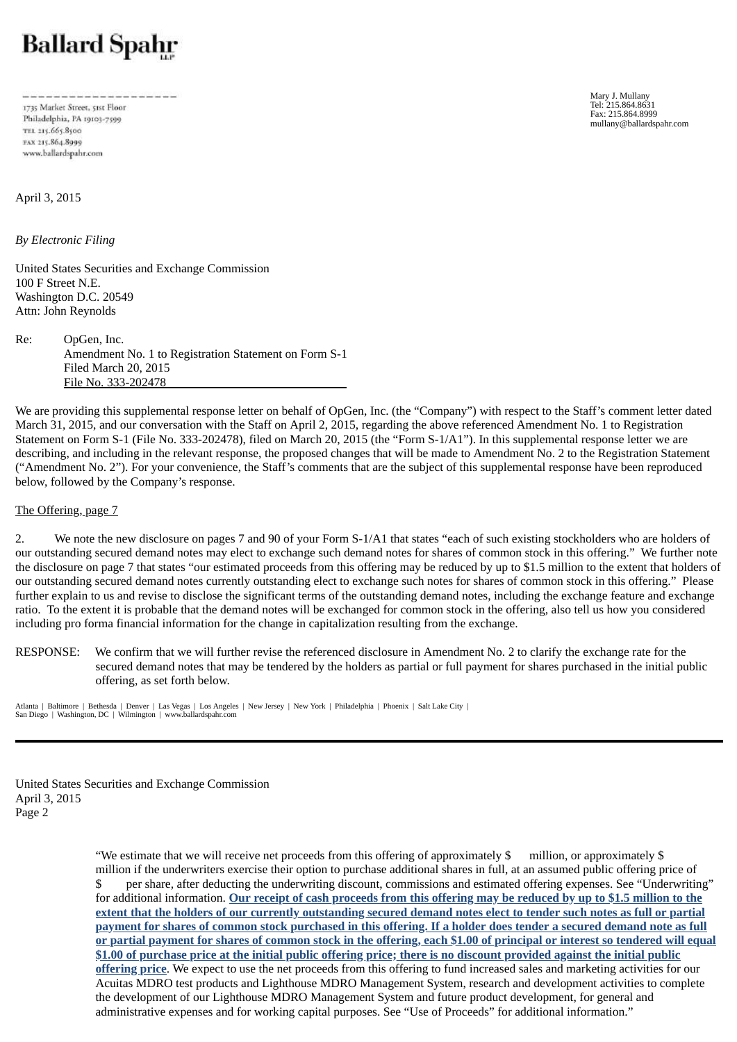# Ballard Spahr

1735 Market Street, 51st Floor
Philadelphia, PA 19103-7599
TEL 215.665.8500
FAX 215.864.8999
www.ballardspahr.com

Mary J. Mullany
Tel: 215.864.8631
Fax: 215.864.8999
mullany@ballardspahr.com

April 3, 2015

*By Electronic Filing*

United States Securities and Exchange Commission
100 F Street N.E.
Washington D.C. 20549
Attn: John Reynolds

Re: OpGen, Inc.
Amendment No. 1 to Registration Statement on Form S-1
Filed March 20, 2015
File No. 333-202478

We are providing this supplemental response letter on behalf of OpGen, Inc. (the "Company") with respect to the Staff's comment letter dated March 31, 2015, and our conversation with the Staff on April 2, 2015, regarding the above referenced Amendment No. 1 to Registration Statement on Form S-1 (File No. 333-202478), filed on March 20, 2015 (the "Form S-1/A1"). In this supplemental response letter we are describing, and including in the relevant response, the proposed changes that will be made to Amendment No. 2 to the Registration Statement ("Amendment No. 2"). For your convenience, the Staff's comments that are the subject of this supplemental response have been reproduced below, followed by the Company's response.

The Offering, page 7

2. We note the new disclosure on pages 7 and 90 of your Form S-1/A1 that states "each of such existing stockholders who are holders of our outstanding secured demand notes may elect to exchange such demand notes for shares of common stock in this offering." We further note the disclosure on page 7 that states "our estimated proceeds from this offering may be reduced by up to $1.5 million to the extent that holders of our outstanding secured demand notes currently outstanding elect to exchange such notes for shares of common stock in this offering." Please further explain to us and revise to disclose the significant terms of the outstanding demand notes, including the exchange feature and exchange ratio. To the extent it is probable that the demand notes will be exchanged for common stock in the offering, also tell us how you considered including pro forma financial information for the change in capitalization resulting from the exchange.

RESPONSE: We confirm that we will further revise the referenced disclosure in Amendment No. 2 to clarify the exchange rate for the secured demand notes that may be tendered by the holders as partial or full payment for shares purchased in the initial public offering, as set forth below.

"We estimate that we will receive net proceeds from this offering of approximately $ million, or approximately $ million if the underwriters exercise their option to purchase additional shares in full, at an assumed public offering price of $ per share, after deducting the underwriting discount, commissions and estimated offering expenses. See "Underwriting" for additional information. **Our receipt of cash proceeds from this offering may be reduced by up to $1.5 million to the extent that the holders of our currently outstanding secured demand notes elect to tender such notes as full or partial payment for shares of common stock purchased in this offering. If a holder does tender a secured demand note as full or partial payment for shares of common stock in the offering, each $1.00 of principal or interest so tendered will equal $1.00 of purchase price at the initial public offering price; there is no discount provided against the initial public offering price**. We expect to use the net proceeds from this offering to fund increased sales and marketing activities for our Acuitas MDRO test products and Lighthouse MDRO Management System, research and development activities to complete the development of our Lighthouse MDRO Management System and future product development, for general and administrative expenses and for working capital purposes. See "Use of Proceeds" for additional information."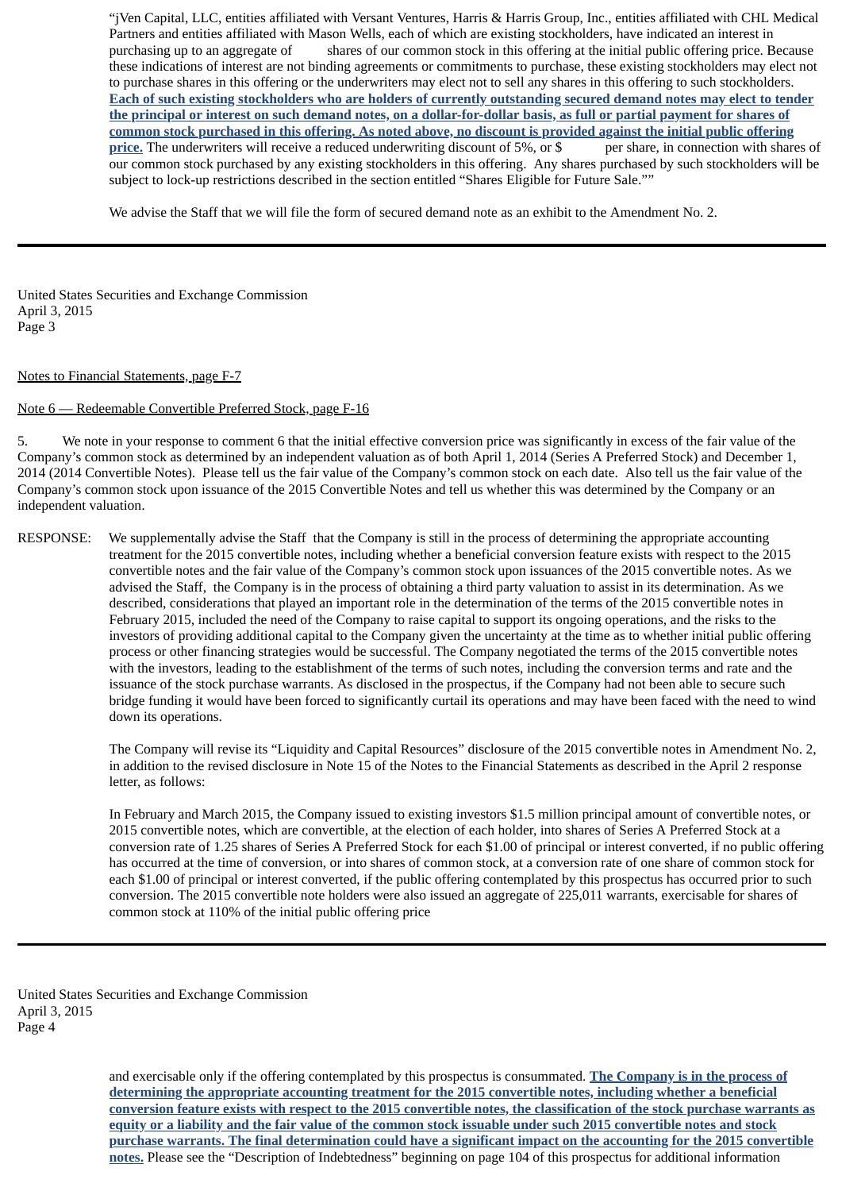"jVen Capital, LLC, entities affiliated with Versant Ventures, Harris & Harris Group, Inc., entities affiliated with CHL Medical Partners and entities affiliated with Mason Wells, each of which are existing stockholders, have indicated an interest in purchasing up to an aggregate of shares of our common stock in this offering at the initial public offering price. Because these indications of interest are not binding agreements or commitments to purchase, these existing stockholders may elect not to purchase shares in this offering or the underwriters may elect not to sell any shares in this offering to such stockholders. **Each of such existing stockholders who are holders of currently outstanding secured demand notes may elect to tender the principal or interest on such demand notes, on a dollar-for-dollar basis, as full or partial payment for shares of common stock purchased in this offering. As noted above, no discount is provided against the initial public offering price.** The underwriters will receive a reduced underwriting discount of 5%, or $ per share, in connection with shares of our common stock purchased by any existing stockholders in this offering. Any shares purchased by such stockholders will be subject to lock-up restrictions described in the section entitled "Shares Eligible for Future Sale.""

We advise the Staff that we will file the form of secured demand note as an exhibit to the Amendment No. 2.

---

United States Securities and Exchange Commission
April 3, 2015
Page 3

Notes to Financial Statements, page F-7

Note 6 — Redeemable Convertible Preferred Stock, page F-16

5. We note in your response to comment 6 that the initial effective conversion price was significantly in excess of the fair value of the Company's common stock as determined by an independent valuation as of both April 1, 2014 (Series A Preferred Stock) and December 1, 2014 (2014 Convertible Notes). Please tell us the fair value of the Company's common stock on each date. Also tell us the fair value of the Company's common stock upon issuance of the 2015 Convertible Notes and tell us whether this was determined by the Company or an independent valuation.

RESPONSE: We supplementally advise the Staff that the Company is still in the process of determining the appropriate accounting treatment for the 2015 convertible notes, including whether a beneficial conversion feature exists with respect to the 2015 convertible notes and the fair value of the Company's common stock upon issuances of the 2015 convertible notes. As we advised the Staff, the Company is in the process of obtaining a third party valuation to assist in its determination. As we described, considerations that played an important role in the determination of the terms of the 2015 convertible notes in February 2015, included the need of the Company to raise capital to support its ongoing operations, and the risks to the investors of providing additional capital to the Company given the uncertainty at the time as to whether initial public offering process or other financing strategies would be successful. The Company negotiated the terms of the 2015 convertible notes with the investors, leading to the establishment of the terms of such notes, including the conversion terms and rate and the issuance of the stock purchase warrants. As disclosed in the prospectus, if the Company had not been able to secure such bridge funding it would have been forced to significantly curtail its operations and may have been faced with the need to wind down its operations.

The Company will revise its "Liquidity and Capital Resources" disclosure of the 2015 convertible notes in Amendment No. 2, in addition to the revised disclosure in Note 15 of the Notes to the Financial Statements as described in the April 2 response letter, as follows:

In February and March 2015, the Company issued to existing investors $1.5 million principal amount of convertible notes, or 2015 convertible notes, which are convertible, at the election of each holder, into shares of Series A Preferred Stock at a conversion rate of 1.25 shares of Series A Preferred Stock for each $1.00 of principal or interest converted, if no public offering has occurred at the time of conversion, or into shares of common stock, at a conversion rate of one share of common stock for each $1.00 of principal or interest converted, if the public offering contemplated by this prospectus has occurred prior to such conversion. The 2015 convertible note holders were also issued an aggregate of 225,011 warrants, exercisable for shares of common stock at 110% of the initial public offering price

---

United States Securities and Exchange Commission
April 3, 2015
Page 4

and exercisable only if the offering contemplated by this prospectus is consummated. **The Company is in the process of determining the appropriate accounting treatment for the 2015 convertible notes, including whether a beneficial conversion feature exists with respect to the 2015 convertible notes, the classification of the stock purchase warrants as equity or a liability and the fair value of the common stock issuable under such 2015 convertible notes and stock purchase warrants. The final determination could have a significant impact on the accounting for the 2015 convertible notes.** Please see the "Description of Indebtedness" beginning on page 104 of this prospectus for additional information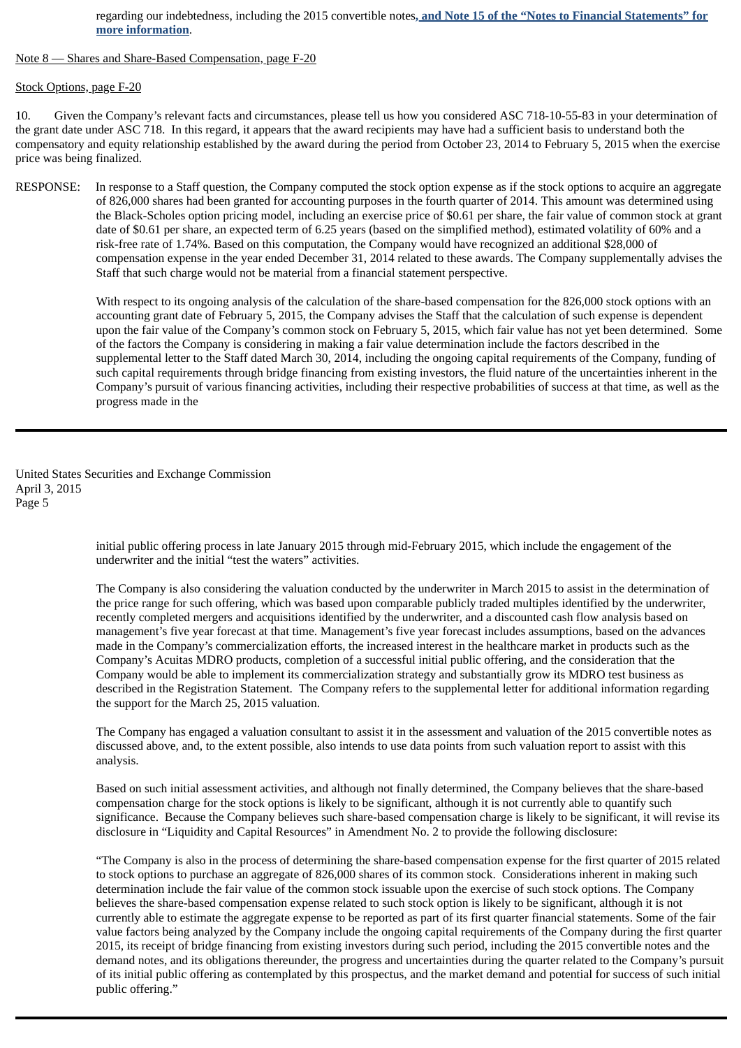regarding our indebtedness, including the 2015 convertible notes**, and Note 15 of the "Notes to Financial Statements" for more information**.

Note 8 — Shares and Share-Based Compensation, page F-20

Stock Options, page F-20

10. Given the Company's relevant facts and circumstances, please tell us how you considered ASC 718-10-55-83 in your determination of the grant date under ASC 718. In this regard, it appears that the award recipients may have had a sufficient basis to understand both the compensatory and equity relationship established by the award during the period from October 23, 2014 to February 5, 2015 when the exercise price was being finalized.

RESPONSE: In response to a Staff question, the Company computed the stock option expense as if the stock options to acquire an aggregate of 826,000 shares had been granted for accounting purposes in the fourth quarter of 2014. This amount was determined using the Black-Scholes option pricing model, including an exercise price of $0.61 per share, the fair value of common stock at grant date of $0.61 per share, an expected term of 6.25 years (based on the simplified method), estimated volatility of 60% and a risk-free rate of 1.74%. Based on this computation, the Company would have recognized an additional $28,000 of compensation expense in the year ended December 31, 2014 related to these awards. The Company supplementally advises the Staff that such charge would not be material from a financial statement perspective.

With respect to its ongoing analysis of the calculation of the share-based compensation for the 826,000 stock options with an accounting grant date of February 5, 2015, the Company advises the Staff that the calculation of such expense is dependent upon the fair value of the Company's common stock on February 5, 2015, which fair value has not yet been determined. Some of the factors the Company is considering in making a fair value determination include the factors described in the supplemental letter to the Staff dated March 30, 2014, including the ongoing capital requirements of the Company, funding of such capital requirements through bridge financing from existing investors, the fluid nature of the uncertainties inherent in the Company's pursuit of various financing activities, including their respective probabilities of success at that time, as well as the progress made in the

United States Securities and Exchange Commission
April 3, 2015
Page 5

initial public offering process in late January 2015 through mid-February 2015, which include the engagement of the underwriter and the initial "test the waters" activities.

The Company is also considering the valuation conducted by the underwriter in March 2015 to assist in the determination of the price range for such offering, which was based upon comparable publicly traded multiples identified by the underwriter, recently completed mergers and acquisitions identified by the underwriter, and a discounted cash flow analysis based on management's five year forecast at that time. Management's five year forecast includes assumptions, based on the advances made in the Company's commercialization efforts, the increased interest in the healthcare market in products such as the Company's Acuitas MDRO products, completion of a successful initial public offering, and the consideration that the Company would be able to implement its commercialization strategy and substantially grow its MDRO test business as described in the Registration Statement. The Company refers to the supplemental letter for additional information regarding the support for the March 25, 2015 valuation.

The Company has engaged a valuation consultant to assist it in the assessment and valuation of the 2015 convertible notes as discussed above, and, to the extent possible, also intends to use data points from such valuation report to assist with this analysis.

Based on such initial assessment activities, and although not finally determined, the Company believes that the share-based compensation charge for the stock options is likely to be significant, although it is not currently able to quantify such significance. Because the Company believes such share-based compensation charge is likely to be significant, it will revise its disclosure in "Liquidity and Capital Resources" in Amendment No. 2 to provide the following disclosure:

"The Company is also in the process of determining the share-based compensation expense for the first quarter of 2015 related to stock options to purchase an aggregate of 826,000 shares of its common stock. Considerations inherent in making such determination include the fair value of the common stock issuable upon the exercise of such stock options. The Company believes the share-based compensation expense related to such stock option is likely to be significant, although it is not currently able to estimate the aggregate expense to be reported as part of its first quarter financial statements. Some of the fair value factors being analyzed by the Company include the ongoing capital requirements of the Company during the first quarter 2015, its receipt of bridge financing from existing investors during such period, including the 2015 convertible notes and the demand notes, and its obligations thereunder, the progress and uncertainties during the quarter related to the Company's pursuit of its initial public offering as contemplated by this prospectus, and the market demand and potential for success of such initial public offering."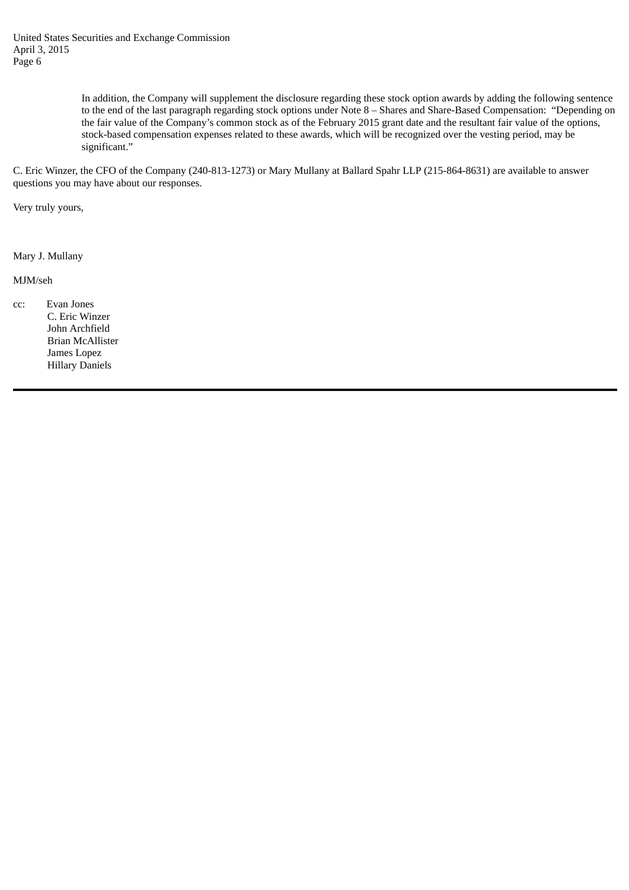In addition, the Company will supplement the disclosure regarding these stock option awards by adding the following sentence to the end of the last paragraph regarding stock options under Note 8 – Shares and Share-Based Compensation: "Depending on the fair value of the Company's common stock as of the February 2015 grant date and the resultant fair value of the options, stock-based compensation expenses related to these awards, which will be recognized over the vesting period, may be significant."

C. Eric Winzer, the CFO of the Company (240-813-1273) or Mary Mullany at Ballard Spahr LLP (215-864-8631) are available to answer questions you may have about our responses.

Very truly yours,

Mary J. Mullany

MJM/seh

cc: Evan Jones
C. Eric Winzer
John Archfield
Brian McAllister
James Lopez
Hillary Daniels